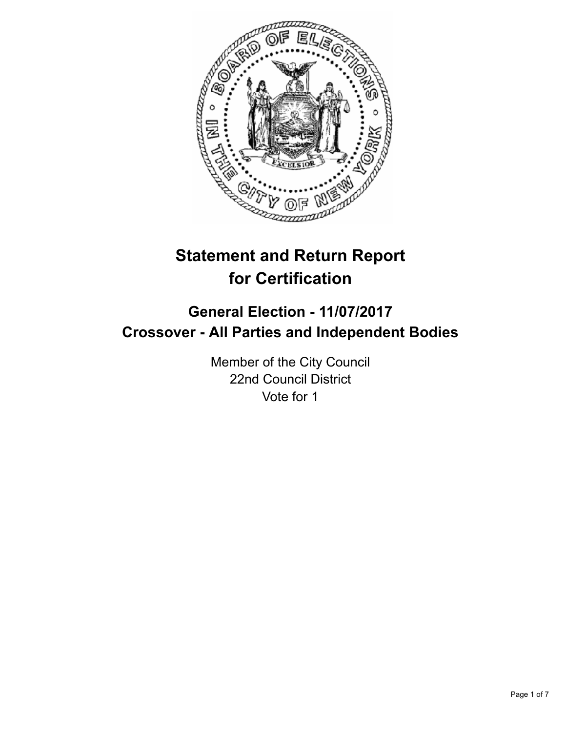# Statement and Return Report for Certification

## General Election - 11/07/2017
## Crossover - All Parties and Independent Bodies

Member of the City Council
22nd Council District
Vote for 1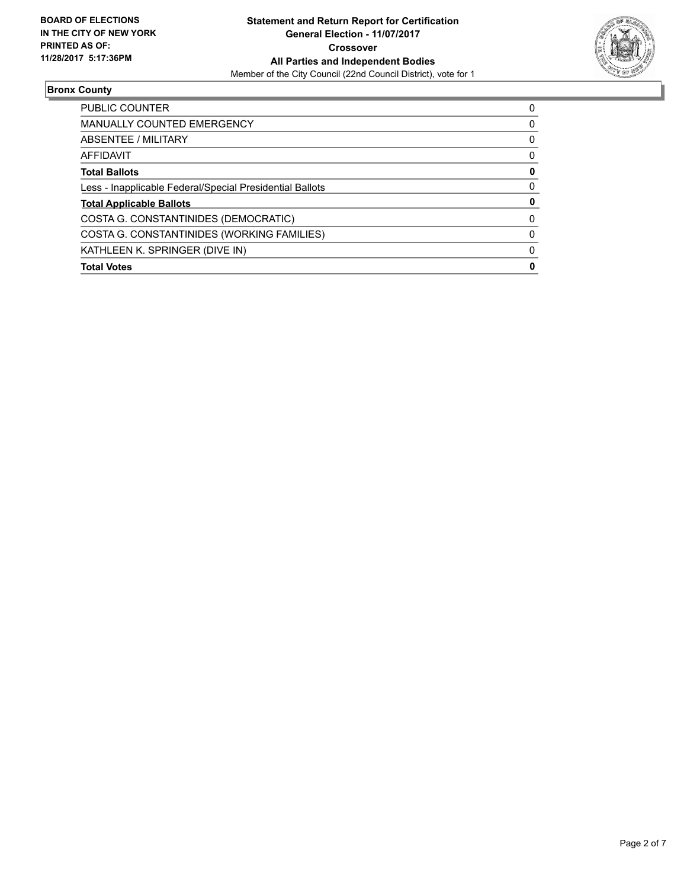**BOARD OF ELECTIONS IN THE CITY OF NEW YORK PRINTED AS OF: 11/28/2017 5:17:36PM**

**Statement and Return Report for Certification**
**General Election - 11/07/2017**
**Crossover**
**All Parties and Independent Bodies**
Member of the City Council (22nd Council District), vote for 1

## Bronx County

| | |
|---|---|
| PUBLIC COUNTER | 0 |
| MANUALLY COUNTED EMERGENCY | 0 |
| ABSENTEE / MILITARY | 0 |
| AFFIDAVIT | 0 |
| **Total Ballots** | **0** |
| Less - Inapplicable Federal/Special Presidential Ballots | 0 |
| **Total Applicable Ballots** | **0** |
| COSTA G. CONSTANTINIDES (DEMOCRATIC) | 0 |
| COSTA G. CONSTANTINIDES (WORKING FAMILIES) | 0 |
| KATHLEEN K. SPRINGER (DIVE IN) | 0 |
| **Total Votes** | **0** |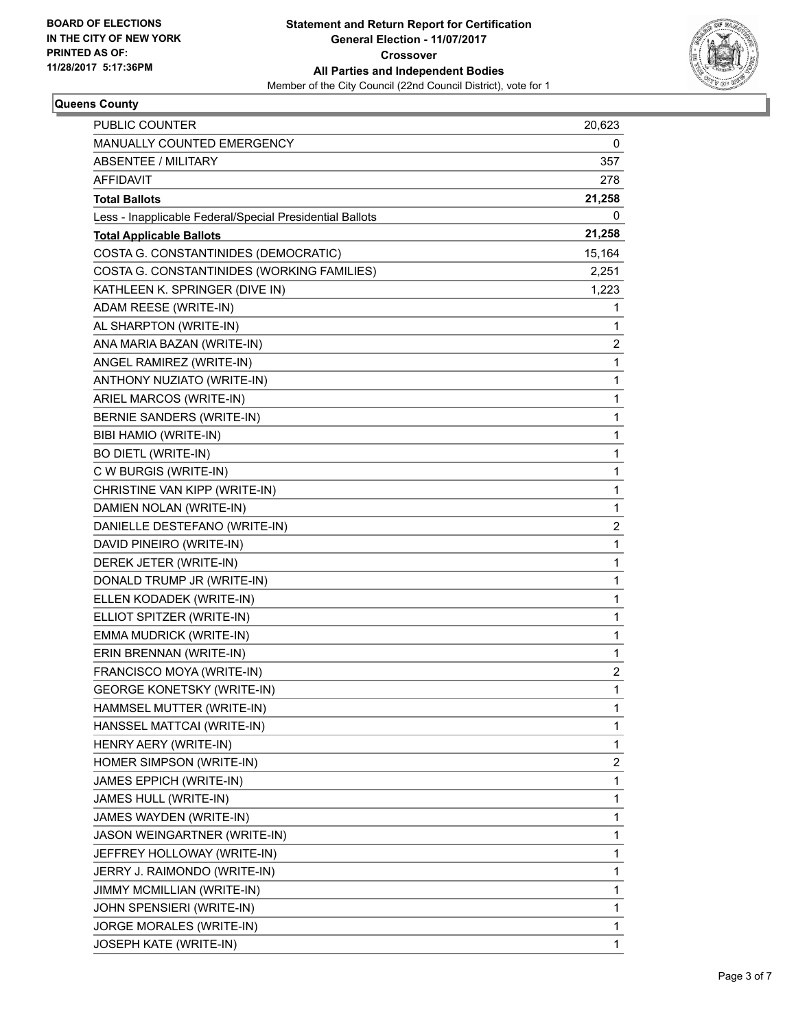BOARD OF ELECTIONS IN THE CITY OF NEW YORK
PRINTED AS OF: 11/28/2017 5:17:36PM

**Statement and Return Report for Certification**
**General Election - 11/07/2017**
**Crossover**
**All Parties and Independent Bodies**
Member of the City Council (22nd Council District), vote for 1

**Queens County**

| | |
|---|---|
| PUBLIC COUNTER | 20,623 |
| MANUALLY COUNTED EMERGENCY | 0 |
| ABSENTEE / MILITARY | 357 |
| AFFIDAVIT | 278 |
| **Total Ballots** | **21,258** |
| Less - Inapplicable Federal/Special Presidential Ballots | 0 |
| **Total Applicable Ballots** | **21,258** |
| COSTA G. CONSTANTINIDES (DEMOCRATIC) | 15,164 |
| COSTA G. CONSTANTINIDES (WORKING FAMILIES) | 2,251 |
| KATHLEEN K. SPRINGER (DIVE IN) | 1,223 |
| ADAM REESE (WRITE-IN) | 1 |
| AL SHARPTON (WRITE-IN) | 1 |
| ANA MARIA BAZAN (WRITE-IN) | 2 |
| ANGEL RAMIREZ (WRITE-IN) | 1 |
| ANTHONY NUZIATO (WRITE-IN) | 1 |
| ARIEL MARCOS (WRITE-IN) | 1 |
| BERNIE SANDERS (WRITE-IN) | 1 |
| BIBI HAMIO (WRITE-IN) | 1 |
| BO DIETL (WRITE-IN) | 1 |
| C W BURGIS (WRITE-IN) | 1 |
| CHRISTINE VAN KIPP (WRITE-IN) | 1 |
| DAMIEN NOLAN (WRITE-IN) | 1 |
| DANIELLE DESTEFANO (WRITE-IN) | 2 |
| DAVID PINEIRO (WRITE-IN) | 1 |
| DEREK JETER (WRITE-IN) | 1 |
| DONALD TRUMP JR (WRITE-IN) | 1 |
| ELLEN KODADEK (WRITE-IN) | 1 |
| ELLIOT SPITZER (WRITE-IN) | 1 |
| EMMA MUDRICK (WRITE-IN) | 1 |
| ERIN BRENNAN (WRITE-IN) | 1 |
| FRANCISCO MOYA (WRITE-IN) | 2 |
| GEORGE KONETSKY (WRITE-IN) | 1 |
| HAMMSEL MUTTER (WRITE-IN) | 1 |
| HANSSEL MATTCAI (WRITE-IN) | 1 |
| HENRY AERY (WRITE-IN) | 1 |
| HOMER SIMPSON (WRITE-IN) | 2 |
| JAMES EPPICH (WRITE-IN) | 1 |
| JAMES HULL (WRITE-IN) | 1 |
| JAMES WAYDEN (WRITE-IN) | 1 |
| JASON WEINGARTNER (WRITE-IN) | 1 |
| JEFFREY HOLLOWAY (WRITE-IN) | 1 |
| JERRY J. RAIMONDO (WRITE-IN) | 1 |
| JIMMY MCMILLIAN (WRITE-IN) | 1 |
| JOHN SPENSIERI (WRITE-IN) | 1 |
| JORGE MORALES (WRITE-IN) | 1 |
| JOSEPH KATE (WRITE-IN) | 1 |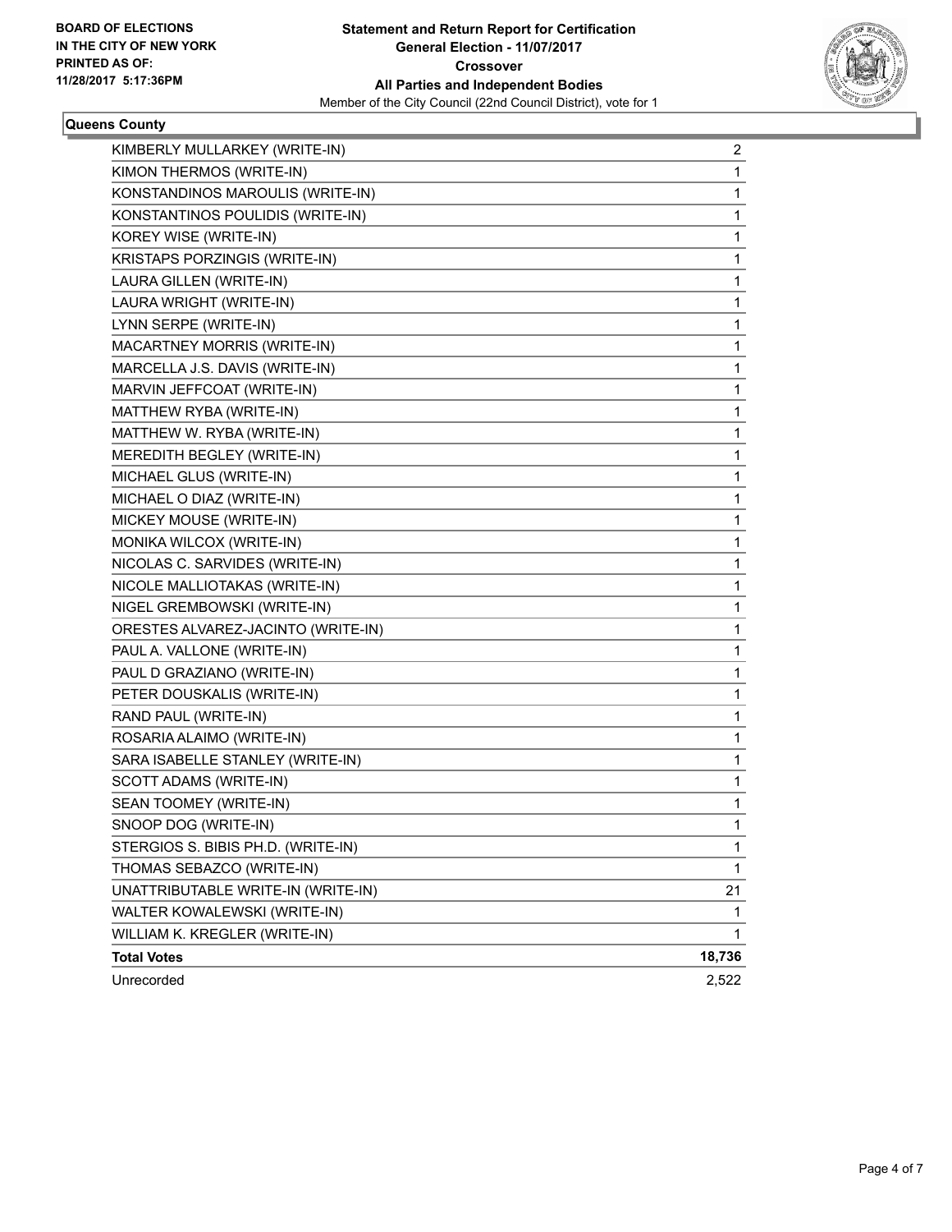**BOARD OF ELECTIONS IN THE CITY OF NEW YORK PRINTED AS OF: 11/28/2017 5:17:36PM**

# Statement and Return Report for Certification
## General Election - 11/07/2017
## Crossover
## All Parties and Independent Bodies
Member of the City Council (22nd Council District), vote for 1

### Queens County

| | |
|---|---|
| KIMBERLY MULLARKEY (WRITE-IN) | 2 |
| KIMON THERMOS (WRITE-IN) | 1 |
| KONSTANDINOS MAROULIS (WRITE-IN) | 1 |
| KONSTANTINOS POULIDIS (WRITE-IN) | 1 |
| KOREY WISE (WRITE-IN) | 1 |
| KRISTAPS PORZINGIS (WRITE-IN) | 1 |
| LAURA GILLEN (WRITE-IN) | 1 |
| LAURA WRIGHT (WRITE-IN) | 1 |
| LYNN SERPE (WRITE-IN) | 1 |
| MACARTNEY MORRIS (WRITE-IN) | 1 |
| MARCELLA J.S. DAVIS (WRITE-IN) | 1 |
| MARVIN JEFFCOAT (WRITE-IN) | 1 |
| MATTHEW RYBA (WRITE-IN) | 1 |
| MATTHEW W. RYBA (WRITE-IN) | 1 |
| MEREDITH BEGLEY (WRITE-IN) | 1 |
| MICHAEL GLUS (WRITE-IN) | 1 |
| MICHAEL O DIAZ (WRITE-IN) | 1 |
| MICKEY MOUSE (WRITE-IN) | 1 |
| MONIKA WILCOX (WRITE-IN) | 1 |
| NICOLAS C. SARVIDES (WRITE-IN) | 1 |
| NICOLE MALLIOTAKAS (WRITE-IN) | 1 |
| NIGEL GREMBOWSKI (WRITE-IN) | 1 |
| ORESTES ALVAREZ-JACINTO (WRITE-IN) | 1 |
| PAUL A. VALLONE (WRITE-IN) | 1 |
| PAUL D GRAZIANO (WRITE-IN) | 1 |
| PETER DOUSKALIS (WRITE-IN) | 1 |
| RAND PAUL (WRITE-IN) | 1 |
| ROSARIA ALAIMO (WRITE-IN) | 1 |
| SARA ISABELLE STANLEY (WRITE-IN) | 1 |
| SCOTT ADAMS (WRITE-IN) | 1 |
| SEAN TOOMEY (WRITE-IN) | 1 |
| SNOOP DOG (WRITE-IN) | 1 |
| STERGIOS S. BIBIS PH.D. (WRITE-IN) | 1 |
| THOMAS SEBAZCO (WRITE-IN) | 1 |
| UNATTRIBUTABLE WRITE-IN (WRITE-IN) | 21 |
| WALTER KOWALEWSKI (WRITE-IN) | 1 |
| WILLIAM K. KREGLER (WRITE-IN) | 1 |
| **Total Votes** | **18,736** |
| Unrecorded | 2,522 |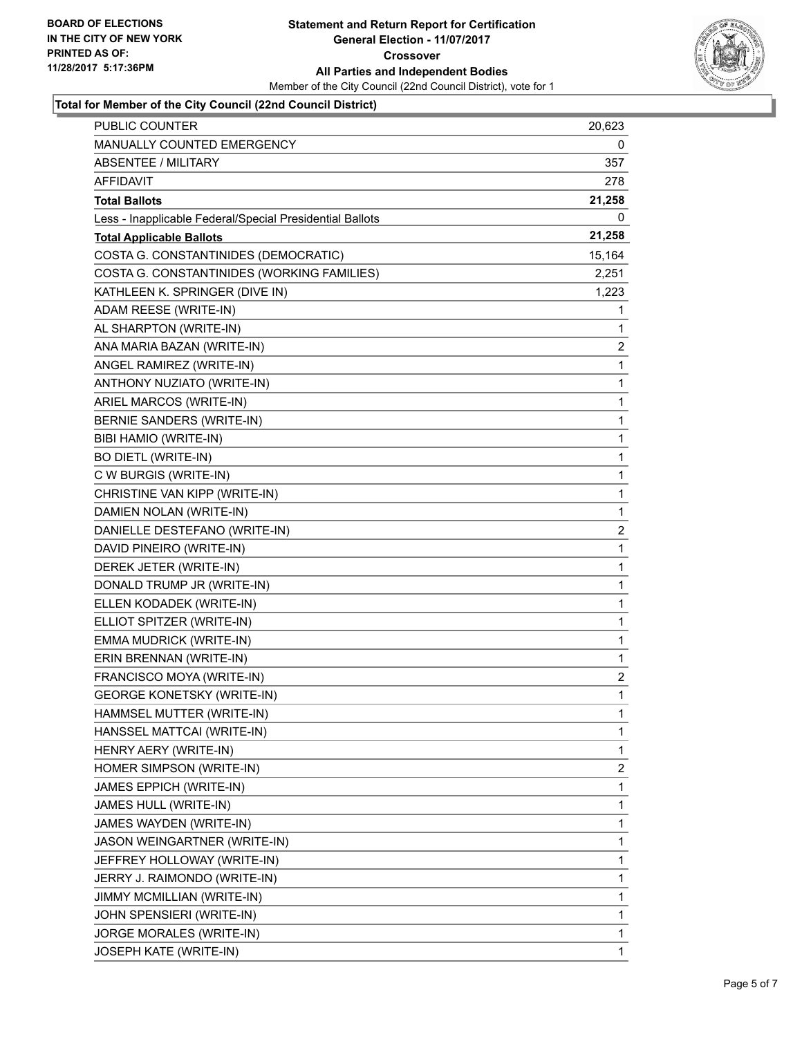**BOARD OF ELECTIONS IN THE CITY OF NEW YORK PRINTED AS OF: 11/28/2017 5:17:36PM**

**Statement and Return Report for Certification**
**General Election - 11/07/2017**
**Crossover**
**All Parties and Independent Bodies**
Member of the City Council (22nd Council District), vote for 1

### Total for Member of the City Council (22nd Council District)

| | |
|---|---|
| PUBLIC COUNTER | 20,623 |
| MANUALLY COUNTED EMERGENCY | 0 |
| ABSENTEE / MILITARY | 357 |
| AFFIDAVIT | 278 |
| **Total Ballots** | **21,258** |
| Less - Inapplicable Federal/Special Presidential Ballots | 0 |
| **Total Applicable Ballots** | **21,258** |
| COSTA G. CONSTANTINIDES (DEMOCRATIC) | 15,164 |
| COSTA G. CONSTANTINIDES (WORKING FAMILIES) | 2,251 |
| KATHLEEN K. SPRINGER (DIVE IN) | 1,223 |
| ADAM REESE (WRITE-IN) | 1 |
| AL SHARPTON (WRITE-IN) | 1 |
| ANA MARIA BAZAN (WRITE-IN) | 2 |
| ANGEL RAMIREZ (WRITE-IN) | 1 |
| ANTHONY NUZIATO (WRITE-IN) | 1 |
| ARIEL MARCOS (WRITE-IN) | 1 |
| BERNIE SANDERS (WRITE-IN) | 1 |
| BIBI HAMIO (WRITE-IN) | 1 |
| BO DIETL (WRITE-IN) | 1 |
| C W BURGIS (WRITE-IN) | 1 |
| CHRISTINE VAN KIPP (WRITE-IN) | 1 |
| DAMIEN NOLAN (WRITE-IN) | 1 |
| DANIELLE DESTEFANO (WRITE-IN) | 2 |
| DAVID PINEIRO (WRITE-IN) | 1 |
| DEREK JETER (WRITE-IN) | 1 |
| DONALD TRUMP JR (WRITE-IN) | 1 |
| ELLEN KODADEK (WRITE-IN) | 1 |
| ELLIOT SPITZER (WRITE-IN) | 1 |
| EMMA MUDRICK (WRITE-IN) | 1 |
| ERIN BRENNAN (WRITE-IN) | 1 |
| FRANCISCO MOYA (WRITE-IN) | 2 |
| GEORGE KONETSKY (WRITE-IN) | 1 |
| HAMMSEL MUTTER (WRITE-IN) | 1 |
| HANSSEL MATTCAI (WRITE-IN) | 1 |
| HENRY AERY (WRITE-IN) | 1 |
| HOMER SIMPSON (WRITE-IN) | 2 |
| JAMES EPPICH (WRITE-IN) | 1 |
| JAMES HULL (WRITE-IN) | 1 |
| JAMES WAYDEN (WRITE-IN) | 1 |
| JASON WEINGARTNER (WRITE-IN) | 1 |
| JEFFREY HOLLOWAY (WRITE-IN) | 1 |
| JERRY J. RAIMONDO (WRITE-IN) | 1 |
| JIMMY MCMILLIAN (WRITE-IN) | 1 |
| JOHN SPENSIERI (WRITE-IN) | 1 |
| JORGE MORALES (WRITE-IN) | 1 |
| JOSEPH KATE (WRITE-IN) | 1 |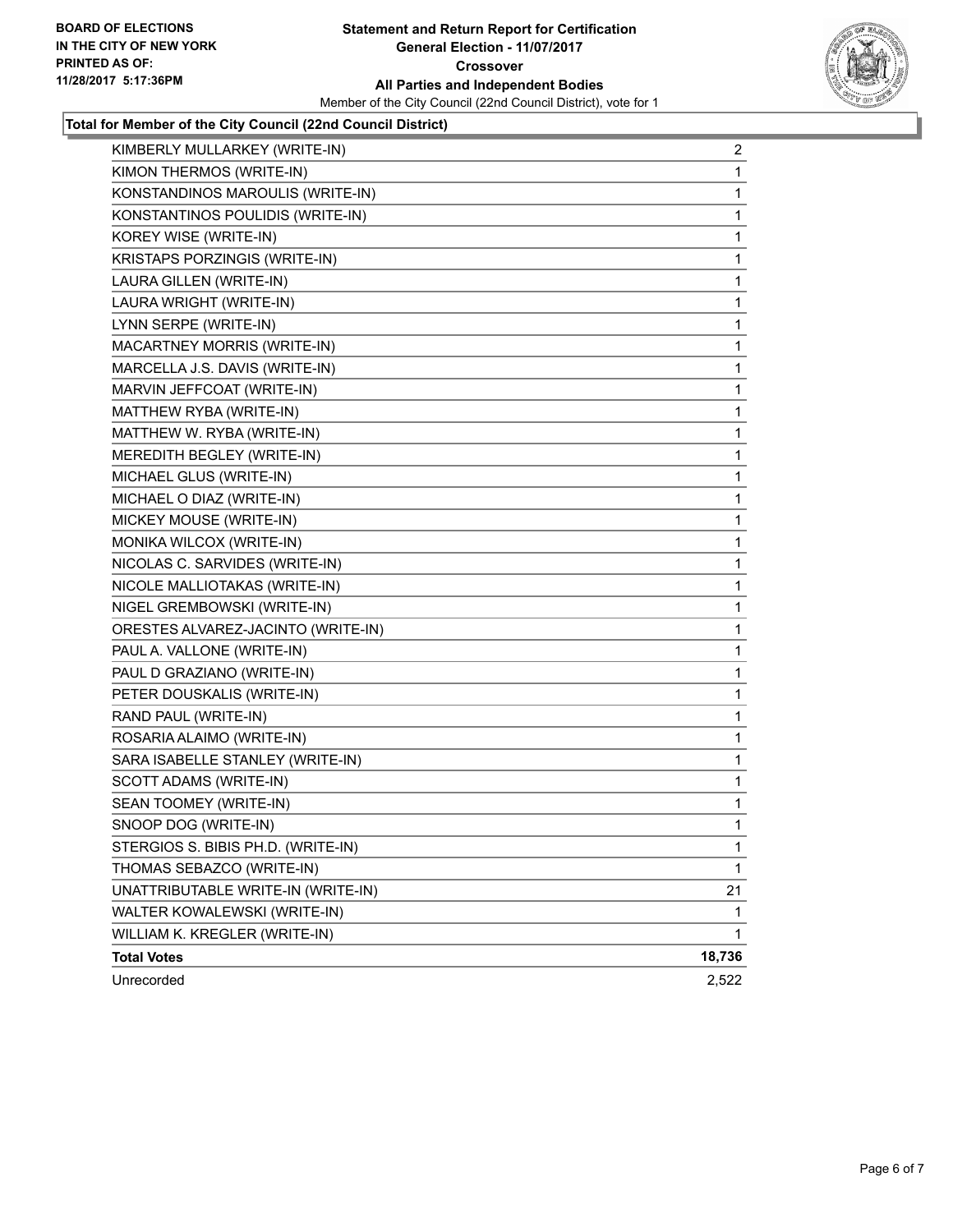**BOARD OF ELECTIONS IN THE CITY OF NEW YORK PRINTED AS OF: 11/28/2017 5:17:36PM**

**Statement and Return Report for Certification**
**General Election - 11/07/2017**
**Crossover**
**All Parties and Independent Bodies**
Member of the City Council (22nd Council District), vote for 1

**Total for Member of the City Council (22nd Council District)**

| | |
|---|---|
| KIMBERLY MULLARKEY (WRITE-IN) | 2 |
| KIMON THERMOS (WRITE-IN) | 1 |
| KONSTANDINOS MAROULIS (WRITE-IN) | 1 |
| KONSTANTINOS POULIDIS (WRITE-IN) | 1 |
| KOREY WISE (WRITE-IN) | 1 |
| KRISTAPS PORZINGIS (WRITE-IN) | 1 |
| LAURA GILLEN (WRITE-IN) | 1 |
| LAURA WRIGHT (WRITE-IN) | 1 |
| LYNN SERPE (WRITE-IN) | 1 |
| MACARTNEY MORRIS (WRITE-IN) | 1 |
| MARCELLA J.S. DAVIS (WRITE-IN) | 1 |
| MARVIN JEFFCOAT (WRITE-IN) | 1 |
| MATTHEW RYBA (WRITE-IN) | 1 |
| MATTHEW W. RYBA (WRITE-IN) | 1 |
| MEREDITH BEGLEY (WRITE-IN) | 1 |
| MICHAEL GLUS (WRITE-IN) | 1 |
| MICHAEL O DIAZ (WRITE-IN) | 1 |
| MICKEY MOUSE (WRITE-IN) | 1 |
| MONIKA WILCOX (WRITE-IN) | 1 |
| NICOLAS C. SARVIDES (WRITE-IN) | 1 |
| NICOLE MALLIOTAKAS (WRITE-IN) | 1 |
| NIGEL GREMBOWSKI (WRITE-IN) | 1 |
| ORESTES ALVAREZ-JACINTO (WRITE-IN) | 1 |
| PAUL A. VALLONE (WRITE-IN) | 1 |
| PAUL D GRAZIANO (WRITE-IN) | 1 |
| PETER DOUSKALIS (WRITE-IN) | 1 |
| RAND PAUL (WRITE-IN) | 1 |
| ROSARIA ALAIMO (WRITE-IN) | 1 |
| SARA ISABELLE STANLEY (WRITE-IN) | 1 |
| SCOTT ADAMS (WRITE-IN) | 1 |
| SEAN TOOMEY (WRITE-IN) | 1 |
| SNOOP DOG (WRITE-IN) | 1 |
| STERGIOS S. BIBIS PH.D. (WRITE-IN) | 1 |
| THOMAS SEBAZCO (WRITE-IN) | 1 |
| UNATTRIBUTABLE WRITE-IN (WRITE-IN) | 21 |
| WALTER KOWALEWSKI (WRITE-IN) | 1 |
| WILLIAM K. KREGLER (WRITE-IN) | 1 |
| **Total Votes** | **18,736** |
| Unrecorded | 2,522 |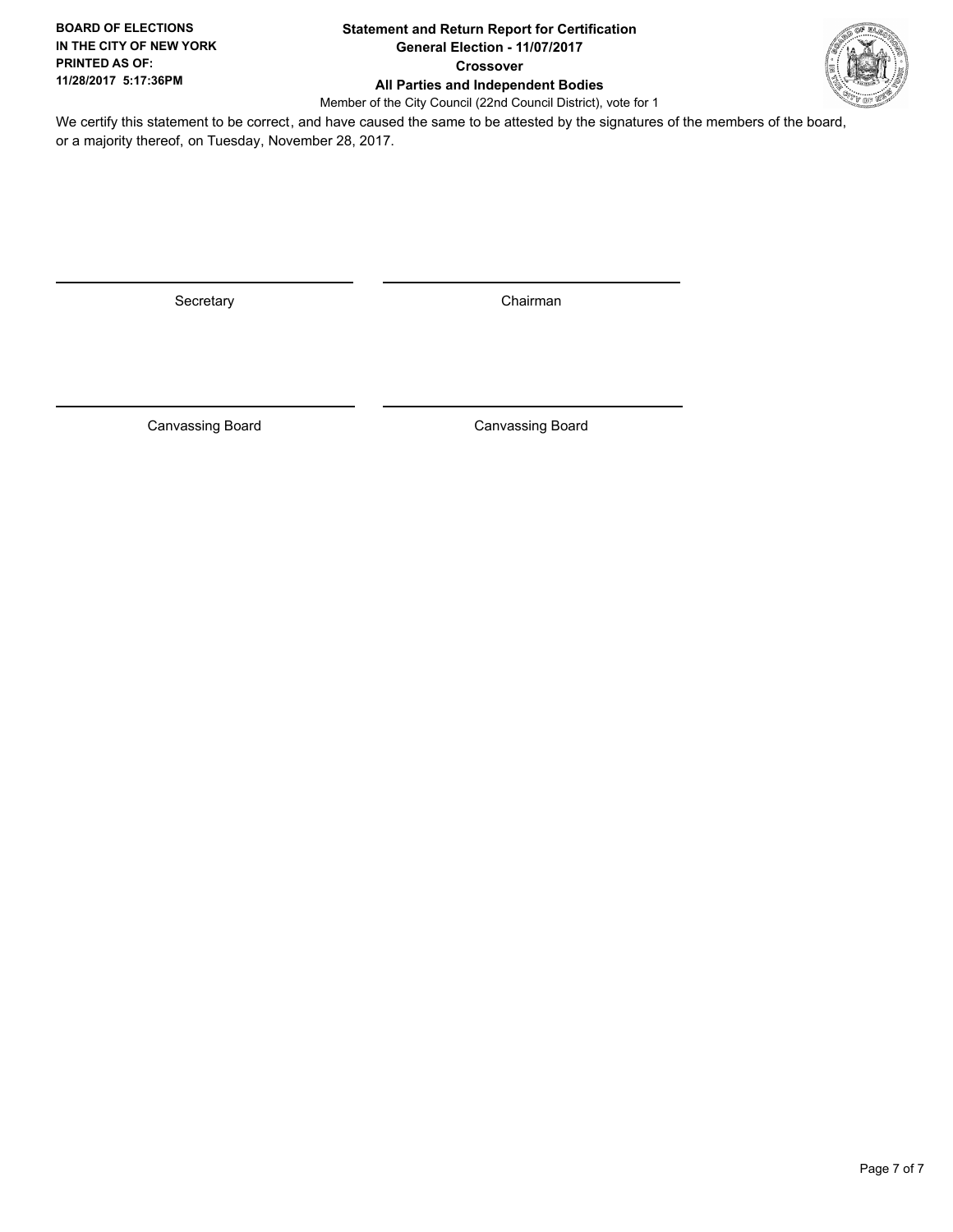**BOARD OF ELECTIONS IN THE CITY OF NEW YORK**
**PRINTED AS OF: 11/28/2017 5:17:36PM**

**Statement and Return Report for Certification**
**General Election - 11/07/2017**
**Crossover**
**All Parties and Independent Bodies**
Member of the City Council (22nd Council District), vote for 1

We certify this statement to be correct, and have caused the same to be attested by the signatures of the members of the board, or a majority thereof, on Tuesday, November 28, 2017.

Secretary

Chairman

Canvassing Board

Canvassing Board